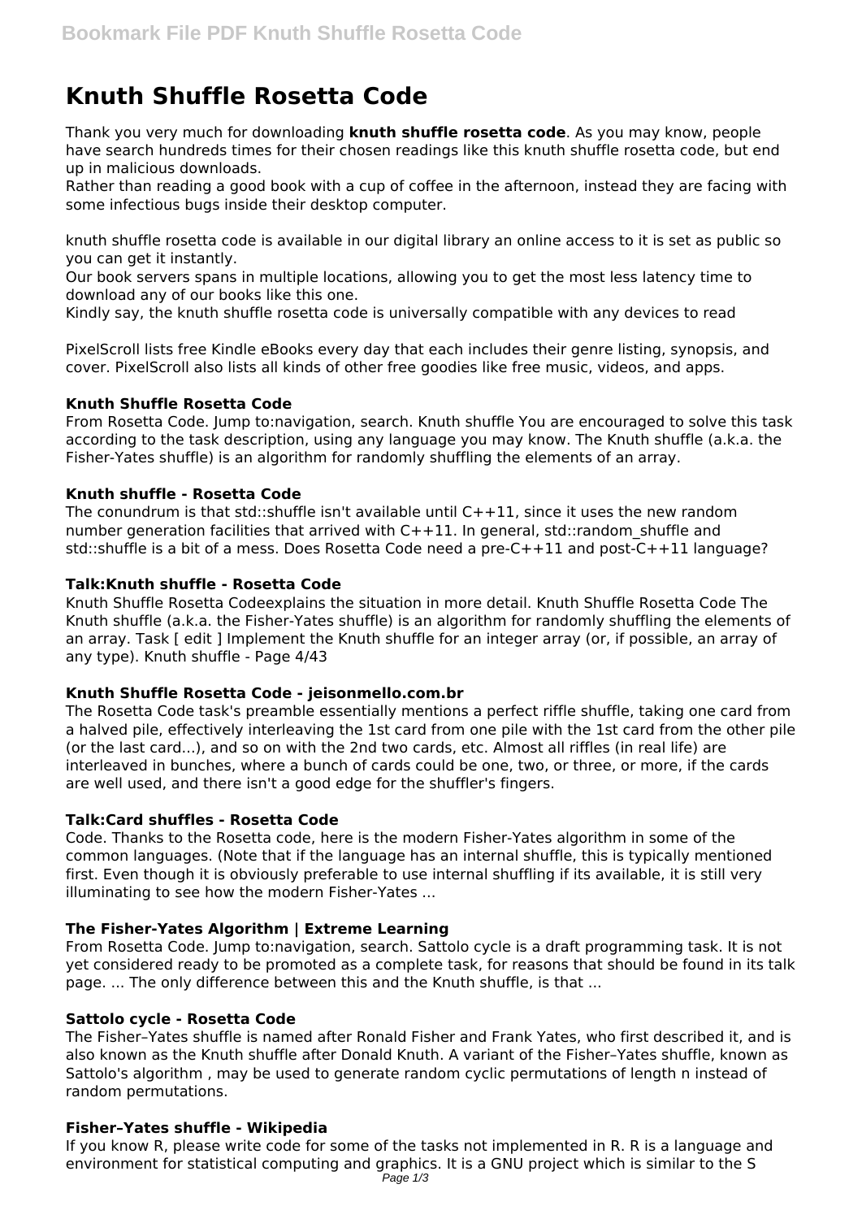# Knuth Shuffle Rosetta Code

Thank you very much for downloading **knuth shuffle rosetta code**. As you may know, people have search hundreds times for their chosen readings like this knuth shuffle rosetta code, but end up in malicious downloads.

Rather than reading a good book with a cup of coffee in the afternoon, instead they are facing with some infectious bugs inside their desktop computer.

knuth shuffle rosetta code is available in our digital library an online access to it is set as public so you can get it instantly.

Our book servers spans in multiple locations, allowing you to get the most less latency time to download any of our books like this one.

Kindly say, the knuth shuffle rosetta code is universally compatible with any devices to read

PixelScroll lists free Kindle eBooks every day that each includes their genre listing, synopsis, and cover. PixelScroll also lists all kinds of other free goodies like free music, videos, and apps.

### Knuth Shuffle Rosetta Code

From Rosetta Code. Jump to:navigation, search. Knuth shuffle You are encouraged to solve this task according to the task description, using any language you may know. The Knuth shuffle (a.k.a. the Fisher-Yates shuffle) is an algorithm for randomly shuffling the elements of an array.

### Knuth shuffle - Rosetta Code

The conundrum is that std::shuffle isn't available until C++11, since it uses the new random number generation facilities that arrived with C++11. In general, std::random_shuffle and std::shuffle is a bit of a mess. Does Rosetta Code need a pre-C++11 and post-C++11 language?

### Talk:Knuth shuffle - Rosetta Code

Knuth Shuffle Rosetta Codeexplains the situation in more detail. Knuth Shuffle Rosetta Code The Knuth shuffle (a.k.a. the Fisher-Yates shuffle) is an algorithm for randomly shuffling the elements of an array. Task [ edit ] Implement the Knuth shuffle for an integer array (or, if possible, an array of any type). Knuth shuffle - Page 4/43

### Knuth Shuffle Rosetta Code - jeisonmello.com.br

The Rosetta Code task's preamble essentially mentions a perfect riffle shuffle, taking one card from a halved pile, effectively interleaving the 1st card from one pile with the 1st card from the other pile (or the last card...), and so on with the 2nd two cards, etc. Almost all riffles (in real life) are interleaved in bunches, where a bunch of cards could be one, two, or three, or more, if the cards are well used, and there isn't a good edge for the shuffler's fingers.

### Talk:Card shuffles - Rosetta Code

Code. Thanks to the Rosetta code, here is the modern Fisher-Yates algorithm in some of the common languages. (Note that if the language has an internal shuffle, this is typically mentioned first. Even though it is obviously preferable to use internal shuffling if its available, it is still very illuminating to see how the modern Fisher-Yates ...

### The Fisher-Yates Algorithm | Extreme Learning

From Rosetta Code. Jump to:navigation, search. Sattolo cycle is a draft programming task. It is not yet considered ready to be promoted as a complete task, for reasons that should be found in its talk page. ... The only difference between this and the Knuth shuffle, is that ...

### Sattolo cycle - Rosetta Code

The Fisher–Yates shuffle is named after Ronald Fisher and Frank Yates, who first described it, and is also known as the Knuth shuffle after Donald Knuth. A variant of the Fisher–Yates shuffle, known as Sattolo's algorithm , may be used to generate random cyclic permutations of length n instead of random permutations.

### Fisher–Yates shuffle - Wikipedia

If you know R, please write code for some of the tasks not implemented in R. R is a language and environment for statistical computing and graphics. It is a GNU project which is similar to the S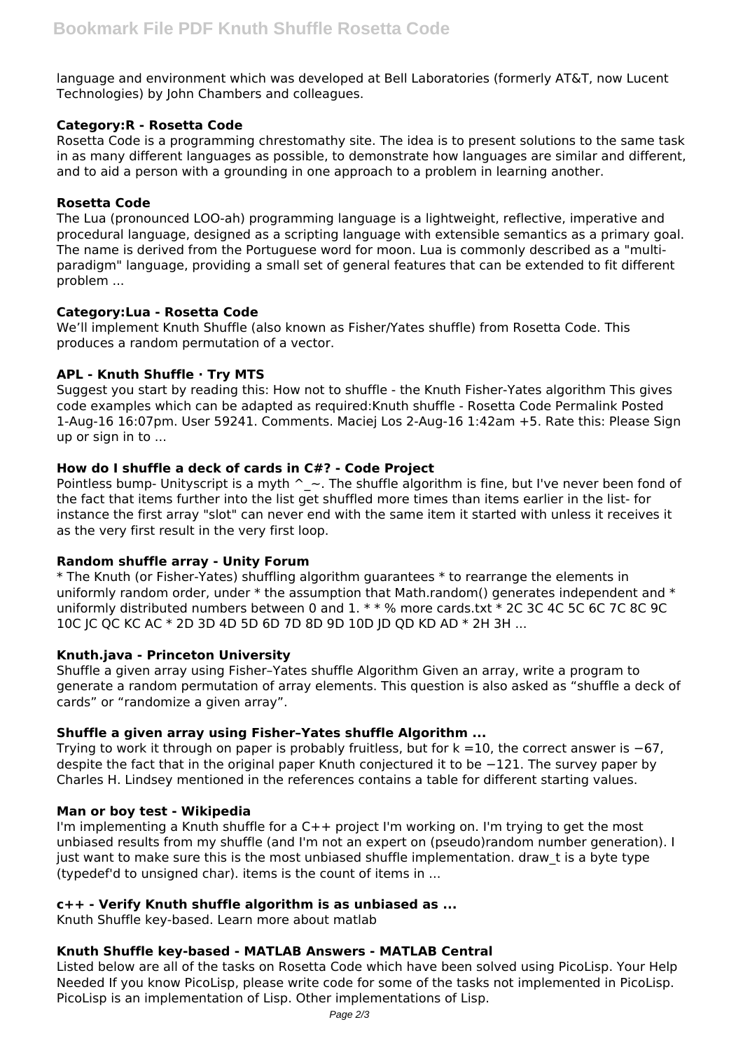language and environment which was developed at Bell Laboratories (formerly AT&T, now Lucent Technologies) by John Chambers and colleagues.

### Category:R - Rosetta Code

Rosetta Code is a programming chrestomathy site. The idea is to present solutions to the same task in as many different languages as possible, to demonstrate how languages are similar and different, and to aid a person with a grounding in one approach to a problem in learning another.

### Rosetta Code

The Lua (pronounced LOO-ah) programming language is a lightweight, reflective, imperative and procedural language, designed as a scripting language with extensible semantics as a primary goal. The name is derived from the Portuguese word for moon. Lua is commonly described as a "multi-paradigm" language, providing a small set of general features that can be extended to fit different problem ...

### Category:Lua - Rosetta Code

We'll implement Knuth Shuffle (also known as Fisher/Yates shuffle) from Rosetta Code. This produces a random permutation of a vector.

### APL - Knuth Shuffle · Try MTS

Suggest you start by reading this: How not to shuffle - the Knuth Fisher-Yates algorithm This gives code examples which can be adapted as required:Knuth shuffle - Rosetta Code Permalink Posted 1-Aug-16 16:07pm. User 59241. Comments. Maciej Los 2-Aug-16 1:42am +5. Rate this: Please Sign up or sign in to ...

### How do I shuffle a deck of cards in C#? - Code Project

Pointless bump- Unityscript is a myth ^_~. The shuffle algorithm is fine, but I've never been fond of the fact that items further into the list get shuffled more times than items earlier in the list- for instance the first array "slot" can never end with the same item it started with unless it receives it as the very first result in the very first loop.

### Random shuffle array - Unity Forum

* The Knuth (or Fisher-Yates) shuffling algorithm guarantees * to rearrange the elements in uniformly random order, under * the assumption that Math.random() generates independent and * uniformly distributed numbers between 0 and 1. * * * % more cards.txt * 2C 3C 4C 5C 6C 7C 8C 9C 10C JC QC KC AC * 2D 3D 4D 5D 6D 7D 8D 9D 10D JD QD KD AD * 2H 3H ...

### Knuth.java - Princeton University

Shuffle a given array using Fisher–Yates shuffle Algorithm Given an array, write a program to generate a random permutation of array elements. This question is also asked as "shuffle a deck of cards" or "randomize a given array".

### Shuffle a given array using Fisher–Yates shuffle Algorithm ...

Trying to work it through on paper is probably fruitless, but for k =10, the correct answer is −67, despite the fact that in the original paper Knuth conjectured it to be −121. The survey paper by Charles H. Lindsey mentioned in the references contains a table for different starting values.

### Man or boy test - Wikipedia

I'm implementing a Knuth shuffle for a C++ project I'm working on. I'm trying to get the most unbiased results from my shuffle (and I'm not an expert on (pseudo)random number generation). I just want to make sure this is the most unbiased shuffle implementation. draw_t is a byte type (typedef'd to unsigned char). items is the count of items in ...

### c++ - Verify Knuth shuffle algorithm is as unbiased as ...

Knuth Shuffle key-based. Learn more about matlab

### Knuth Shuffle key-based - MATLAB Answers - MATLAB Central

Listed below are all of the tasks on Rosetta Code which have been solved using PicoLisp. Your Help Needed If you know PicoLisp, please write code for some of the tasks not implemented in PicoLisp. PicoLisp is an implementation of Lisp. Other implementations of Lisp.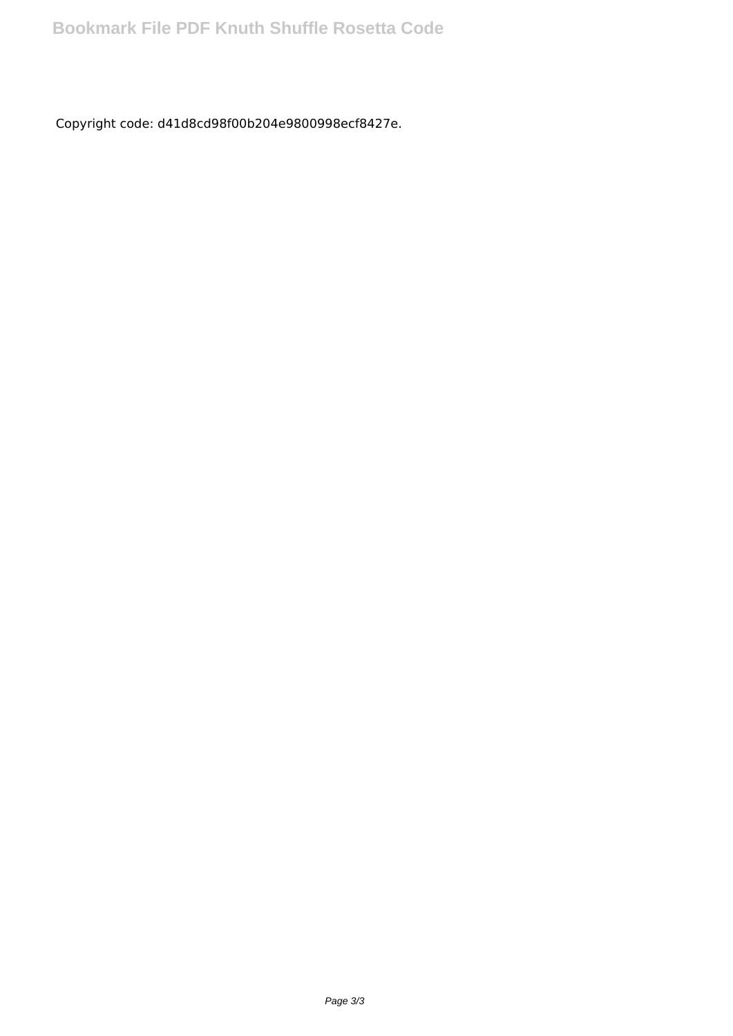Copyright code: d41d8cd98f00b204e9800998ecf8427e.